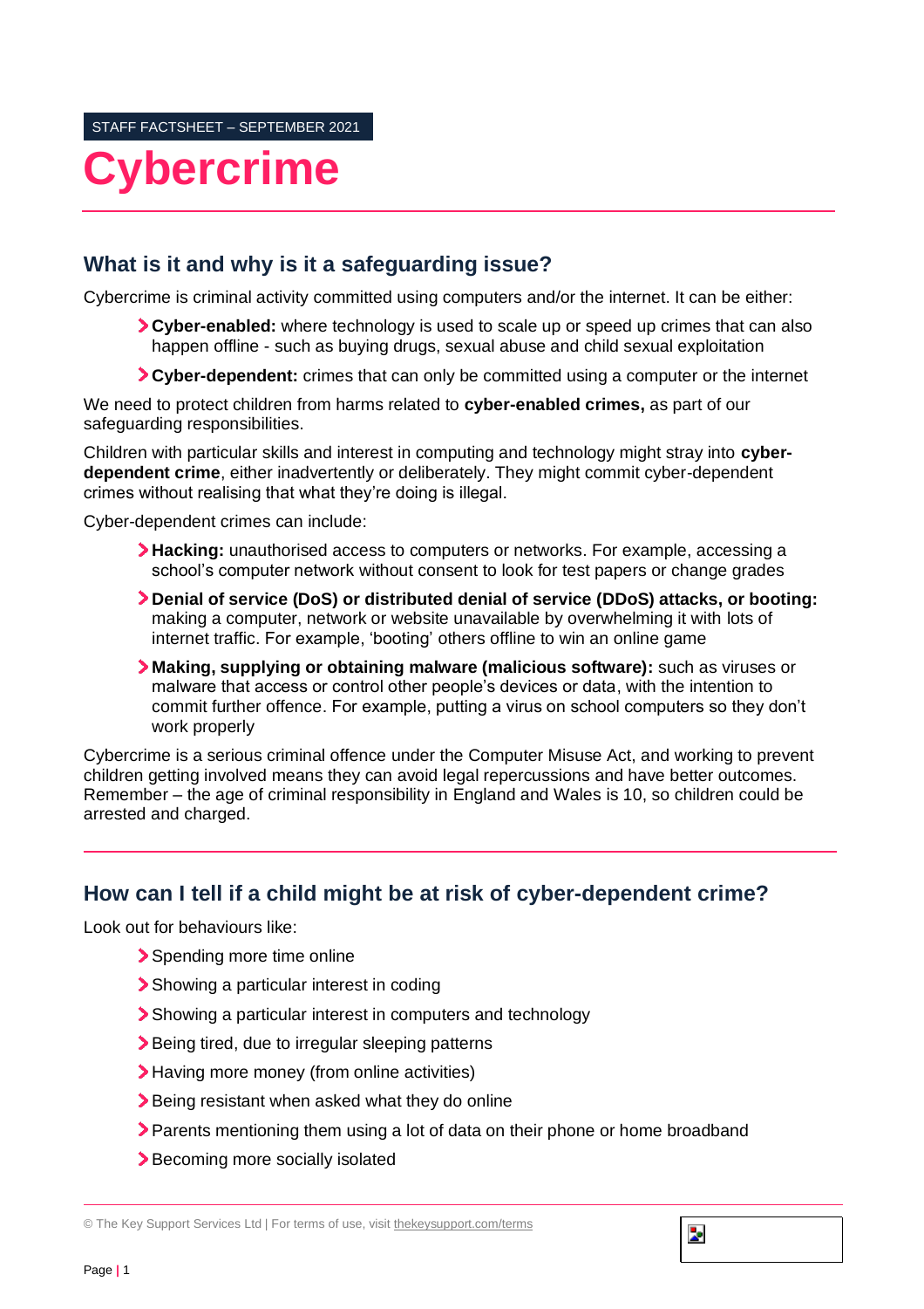STAFF FACTSHEET – SEPTEMBER 2021

# Cybercrime

## What is it and why is it a safeguarding issue?

Cybercrime is criminal activity committed using computers and/or the internet. It can be either:

- **Cyber-enabled:** where technology is used to scale up or speed up crimes that can also happen offline - such as buying drugs, sexual abuse and child sexual exploitation
- **Cyber-dependent:** crimes that can only be committed using a computer or the internet

We need to protect children from harms related to **cyber-enabled crimes,** as part of our safeguarding responsibilities.

Children with particular skills and interest in computing and technology might stray into **cyber-dependent crime**, either inadvertently or deliberately. They might commit cyber-dependent crimes without realising that what they're doing is illegal.

Cyber-dependent crimes can include:

- **Hacking:** unauthorised access to computers or networks. For example, accessing a school's computer network without consent to look for test papers or change grades
- **Denial of service (DoS) or distributed denial of service (DDoS) attacks, or booting:** making a computer, network or website unavailable by overwhelming it with lots of internet traffic. For example, 'booting' others offline to win an online game
- **Making, supplying or obtaining malware (malicious software):** such as viruses or malware that access or control other people's devices or data, with the intention to commit further offence. For example, putting a virus on school computers so they don't work properly

Cybercrime is a serious criminal offence under the Computer Misuse Act, and working to prevent children getting involved means they can avoid legal repercussions and have better outcomes. Remember – the age of criminal responsibility in England and Wales is 10, so children could be arrested and charged.

## How can I tell if a child might be at risk of cyber-dependent crime?

Look out for behaviours like:

- Spending more time online
- Showing a particular interest in coding
- Showing a particular interest in computers and technology
- Being tired, due to irregular sleeping patterns
- Having more money (from online activities)
- Being resistant when asked what they do online
- Parents mentioning them using a lot of data on their phone or home broadband
- Becoming more socially isolated

© The Key Support Services Ltd | For terms of use, visit thekeysupport.com/terms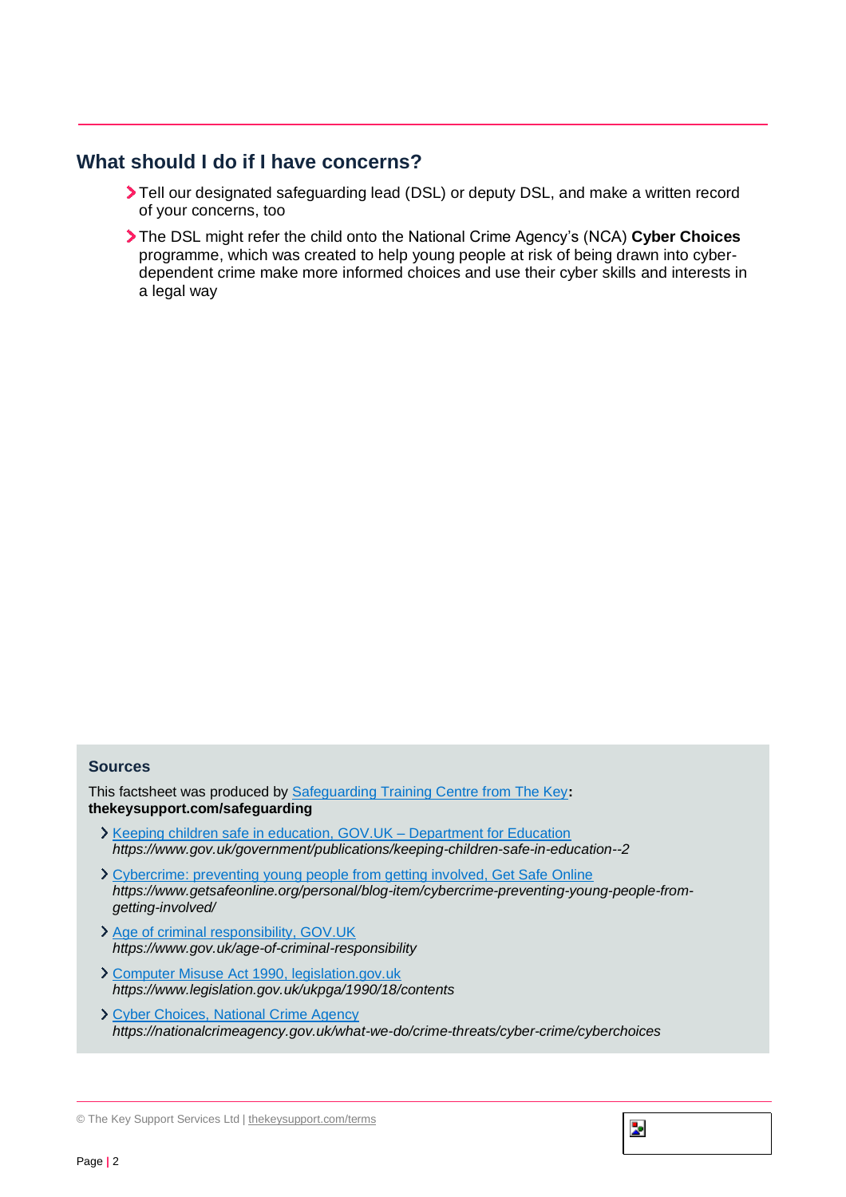## What should I do if I have concerns?

- Tell our designated safeguarding lead (DSL) or deputy DSL, and make a written record of your concerns, too
- The DSL might refer the child onto the National Crime Agency's (NCA) **Cyber Choices** programme, which was created to help young people at risk of being drawn into cyber-dependent crime make more informed choices and use their cyber skills and interests in a legal way

### Sources

This factsheet was produced by Safeguarding Training Centre from The Key**:** **thekeysupport.com/safeguarding**

- Keeping children safe in education, GOV.UK – Department for Education
  *https://www.gov.uk/government/publications/keeping-children-safe-in-education--2*
- Cybercrime: preventing young people from getting involved, Get Safe Online
  *https://www.getsafeonline.org/personal/blog-item/cybercrime-preventing-young-people-from-getting-involved/*
- Age of criminal responsibility, GOV.UK
  *https://www.gov.uk/age-of-criminal-responsibility*
- Computer Misuse Act 1990, legislation.gov.uk
  *https://www.legislation.gov.uk/ukpga/1990/18/contents*
- Cyber Choices, National Crime Agency
  *https://nationalcrimeagency.gov.uk/what-we-do/crime-threats/cyber-crime/cyberchoices*

© The Key Support Services Ltd | thekeysupport.com/terms